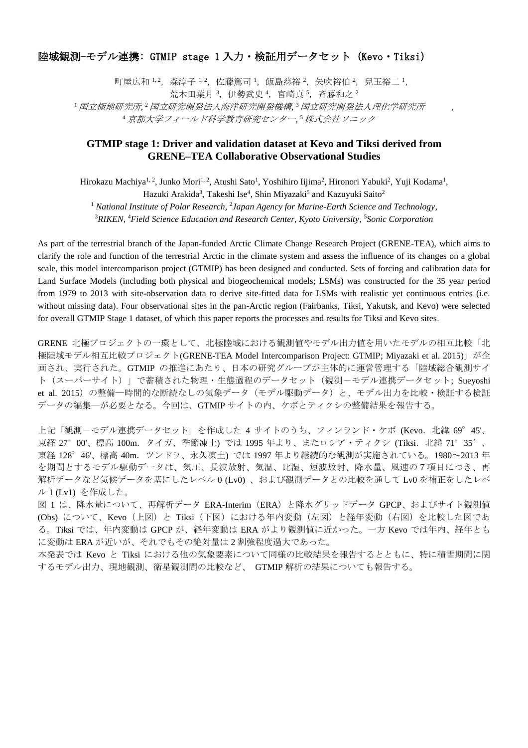# 陸域観測-モデル連携: GTMIP stage 1 入力・検証用データセット (Kevo・Tiksi)

町屋広和 [1,2]，森淳子 [1,2]，佐藤篤司 [1]，飯島慈裕 [2]，矢吹裕伯 [2]，兒玉裕二 [1]，
荒木田葉月 [3]，伊勢武史 [4]，宮崎真 [5]，斉藤和之 [2]

[1] *国立極地研究所*, [2] *国立研究開発法人海洋研究開発機構*, [3] *国立研究開発法人理化学研究所*，
[4] *京都大学フィールド科学教育研究センター*, [5] *株式会社ソニック*

## GTMIP stage 1: Driver and validation dataset at Kevo and Tiksi derived from GRENE–TEA Collaborative Observational Studies

Hirokazu Machiya[1, 2], Junko Mori[1, 2], Atushi Sato[1], Yoshihiro Iijima[2], Hironori Yabuki[2], Yuji Kodama[1], Hazuki Arakida[3], Takeshi Ise[4], Shin Miyazaki[5] and Kazuyuki Saito[2]

[1] *National Institute of Polar Research*, [2] *Japan Agency for Marine-Earth Science and Technology*, [3] *RIKEN*, [4] *Field Science Education and Research Center, Kyoto University*, [5] *Sonic Corporation*

As part of the terrestrial branch of the Japan-funded Arctic Climate Change Research Project (GRENE-TEA), which aims to clarify the role and function of the terrestrial Arctic in the climate system and assess the influence of its changes on a global scale, this model intercomparison project (GTMIP) has been designed and conducted. Sets of forcing and calibration data for Land Surface Models (including both physical and biogeochemical models; LSMs) was constructed for the 35 year period from 1979 to 2013 with site-observation data to derive site-fitted data for LSMs with realistic yet continuous entries (i.e. without missing data). Four observational sites in the pan-Arctic region (Fairbanks, Tiksi, Yakutsk, and Kevo) were selected for overall GTMIP Stage 1 dataset, of which this paper reports the processes and results for Tiksi and Kevo sites.

GRENE 北極プロジェクトの一環として、北極陸域における観測値やモデル出力値を用いたモデルの相互比較「北極陸域モデル相互比較プロジェクト(GRENE-TEA Model Intercomparison Project: GTMIP; Miyazaki et al. 2015)」が企画され、実行された。GTMIP の推進にあたり、日本の研究グループが主体的に運営管理する「陸域総合観測サイト（スーパーサイト）」で蓄積された物理・生態過程のデータセット（観測－モデル連携データセット; Sueyoshi et al. 2015）の整備—時間的な断続なしの気象データ（モデル駆動データ）と、モデル出力を比較・検証する検証データの編集—が必要となる。今回は、GTMIP サイトの内、ケボとティクシの整備結果を報告する。

上記「観測－モデル連携データセット」を作成した 4 サイトのうち、フィンランド・ケボ (Kevo．北緯 69°45'、東経 27°00'、標高 100m．タイガ、季節凍土) では 1995 年より、またロシア・ティクシ (Tiksi．北緯 71°35’、東経 128°46'、標高 40m．ツンドラ、永久凍土) では 1997 年より継続的な観測が実施されている。1980～2013 年を期間とするモデル駆動データは、気圧、長波放射、気温、比湿、短波放射、降水量、風速の 7 項目につき、再解析データなど気候データを基にしたレベル 0 (Lv0) 、および観測データとの比較を通して Lv0 を補正をしたレベル 1 (Lv1) を作成した。

図 1 は、降水量について、再解析データ ERA-Interim（ERA）と降水グリッドデータ GPCP、およびサイト観測値 (Obs) について、Kevo（上図）と Tiksi（下図）における年内変動（左図）と経年変動（右図）を比較した図である。Tiksi では、年内変動は GPCP が、経年変動は ERA がより観測値に近かった。一方 Kevo では年内、経年ともに変動は ERA が近いが、それでもその絶対量は 2 割強程度過大であった。

本発表では Kevo と Tiksi における他の気象要素について同様の比較結果を報告するとともに、特に積雪期間に関するモデル出力、現地観測、衛星観測間の比較など、 GTMIP 解析の結果についても報告する。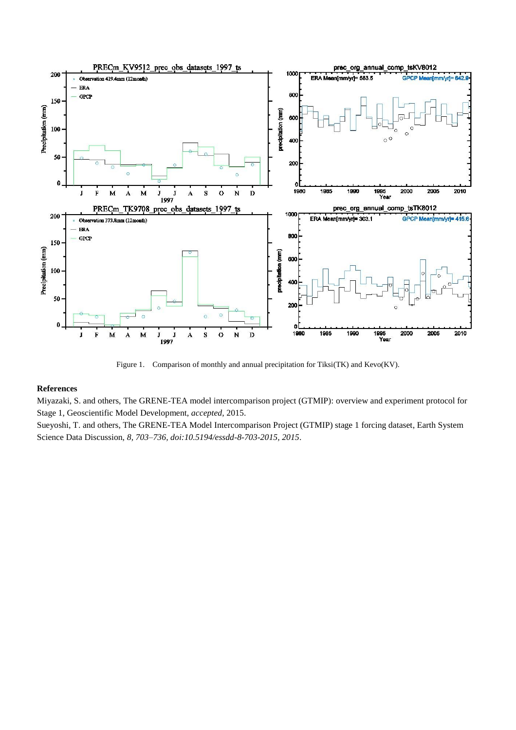PRECm_KV9512_prec_obs_datasets_1997_ts

Observation 419.4mm (12month)
ERA
GPCP

Precipitation (mm)

J F M A M J J A S O N D
1997

prec_org_annual_comp_tsKV8012

ERA Mean[mm/yr]= 583.5
GPCP Mean[mm/yr]= 642.8

precipitation (mm)

Year

PRECm_TK9708_prec_obs_datasets_1997_ts

Observation 373.8mm (12month)
ERA
GPCP

Precipitation (mm)

J F M A M J J A S O N D
1997

prec_org_annual_comp_tsTK8012

ERA Mean[mm/yr]= 303.1
GPCP Mean[mm/yr]= 415.6

precipitation (mm)

Year

Figure 1. Comparison of monthly and annual precipitation for Tiksi(TK) and Kevo(KV).

**References**

Miyazaki, S. and others, The GRENE-TEA model intercomparison project (GTMIP): overview and experiment protocol for Stage 1, Geoscientific Model Development, *accepted*, 2015.

Sueyoshi, T. and others, The GRENE-TEA Model Intercomparison Project (GTMIP) stage 1 forcing dataset, Earth System Science Data Discussion, *8, 703–736, doi:10.5194/essdd-8-703-2015, 2015*.